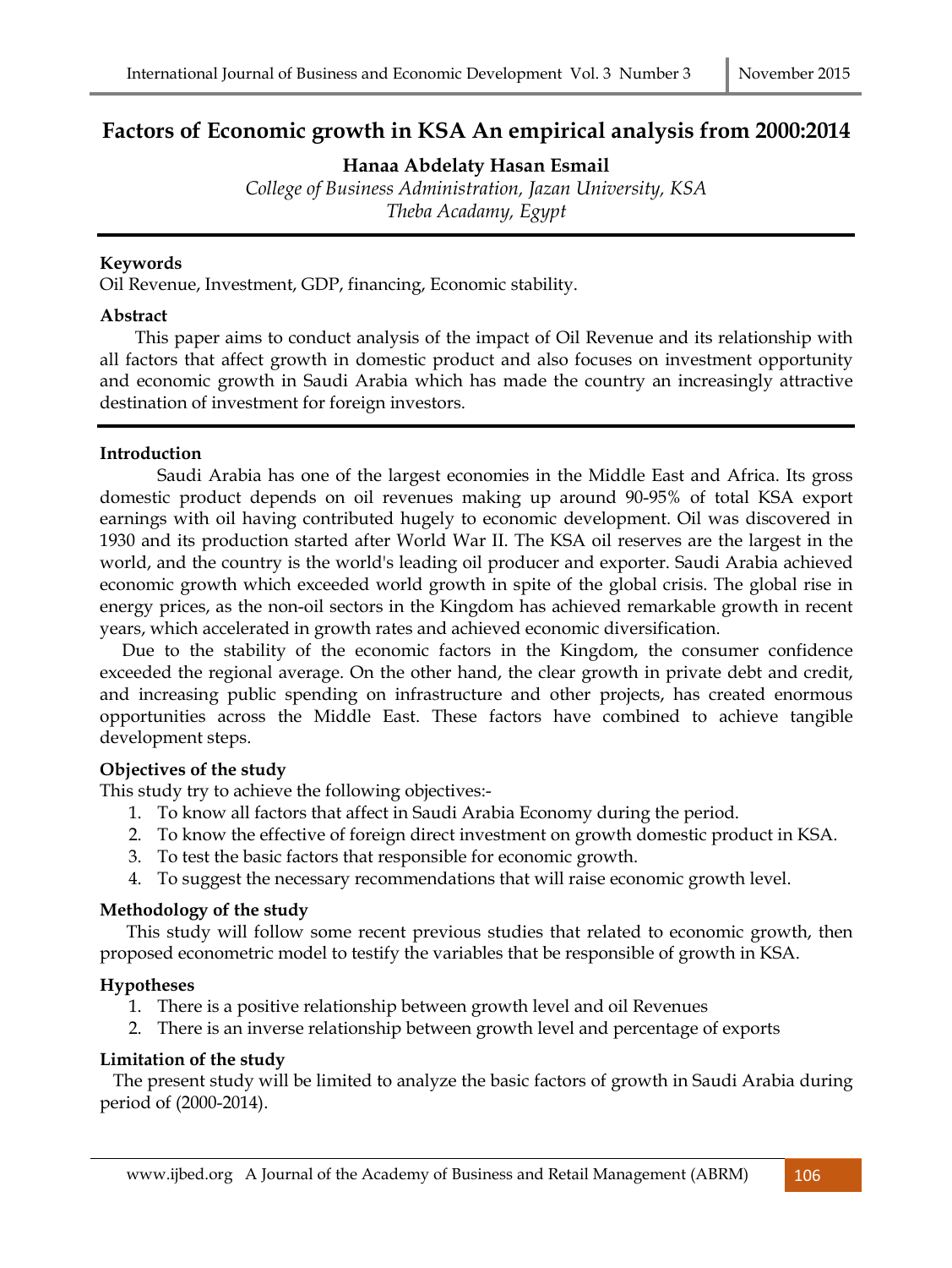# Factors of Economic growth in KSA An empirical analysis from 2000:2014

**Hanaa Abdelaty Hasan Esmail**

*College of Business Administration, Jazan University, KSA*
*Theba Acadamy, Egypt*

---

**Keywords**

Oil Revenue, Investment, GDP, financing, Economic stability.

**Abstract**

This paper aims to conduct analysis of the impact of Oil Revenue and its relationship with all factors that affect growth in domestic product and also focuses on investment opportunity and economic growth in Saudi Arabia which has made the country an increasingly attractive destination of investment for foreign investors.

---

**Introduction**

Saudi Arabia has one of the largest economies in the Middle East and Africa. Its gross domestic product depends on oil revenues making up around 90-95% of total KSA export earnings with oil having contributed hugely to economic development. Oil was discovered in 1930 and its production started after World War II. The KSA oil reserves are the largest in the world, and the country is the world's leading oil producer and exporter. Saudi Arabia achieved economic growth which exceeded world growth in spite of the global crisis. The global rise in energy prices, as the non-oil sectors in the Kingdom has achieved remarkable growth in recent years, which accelerated in growth rates and achieved economic diversification.

Due to the stability of the economic factors in the Kingdom, the consumer confidence exceeded the regional average. On the other hand, the clear growth in private debt and credit, and increasing public spending on infrastructure and other projects, has created enormous opportunities across the Middle East. These factors have combined to achieve tangible development steps.

**Objectives of the study**

This study try to achieve the following objectives:-

1. To know all factors that affect in Saudi Arabia Economy during the period.
2. To know the effective of foreign direct investment on growth domestic product in KSA.
3. To test the basic factors that responsible for economic growth.
4. To suggest the necessary recommendations that will raise economic growth level.

**Methodology of the study**

This study will follow some recent previous studies that related to economic growth, then proposed econometric model to testify the variables that be responsible of growth in KSA.

**Hypotheses**

1. There is a positive relationship between growth level and oil Revenues
2. There is an inverse relationship between growth level and percentage of exports

**Limitation of the study**

The present study will be limited to analyze the basic factors of growth in Saudi Arabia during period of (2000-2014).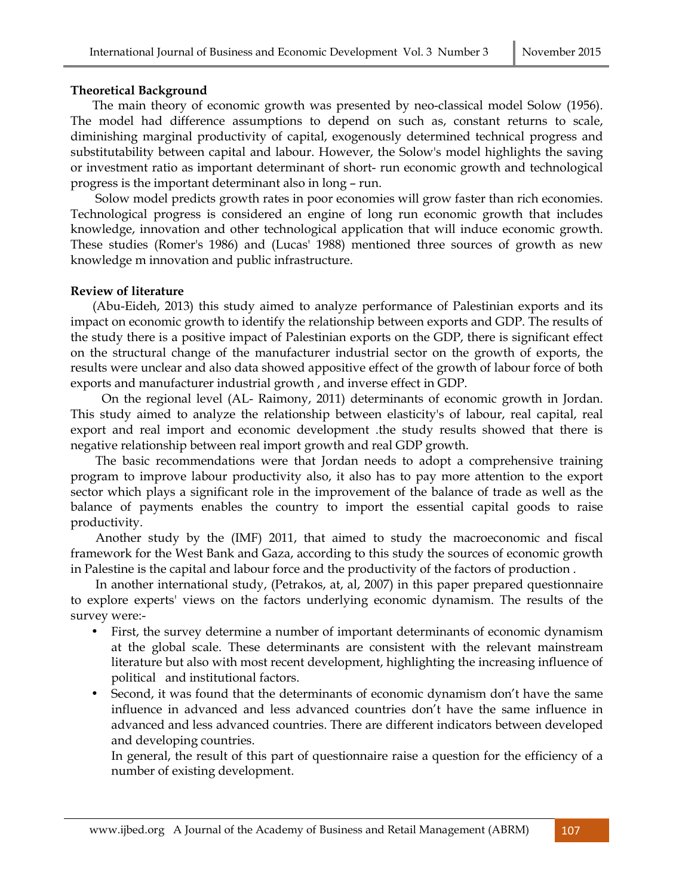**Theoretical Background**

The main theory of economic growth was presented by neo-classical model Solow (1956). The model had difference assumptions to depend on such as, constant returns to scale, diminishing marginal productivity of capital, exogenously determined technical progress and substitutability between capital and labour. However, the Solow's model highlights the saving or investment ratio as important determinant of short- run economic growth and technological progress is the important determinant also in long – run.

Solow model predicts growth rates in poor economies will grow faster than rich economies. Technological progress is considered an engine of long run economic growth that includes knowledge, innovation and other technological application that will induce economic growth. These studies (Romer's 1986) and (Lucas' 1988) mentioned three sources of growth as new knowledge m innovation and public infrastructure.

**Review of literature**

(Abu-Eideh, 2013) this study aimed to analyze performance of Palestinian exports and its impact on economic growth to identify the relationship between exports and GDP. The results of the study there is a positive impact of Palestinian exports on the GDP, there is significant effect on the structural change of the manufacturer industrial sector on the growth of exports, the results were unclear and also data showed appositive effect of the growth of labour force of both exports and manufacturer industrial growth , and inverse effect in GDP.

On the regional level (AL- Raimony, 2011) determinants of economic growth in Jordan. This study aimed to analyze the relationship between elasticity's of labour, real capital, real export and real import and economic development .the study results showed that there is negative relationship between real import growth and real GDP growth.

The basic recommendations were that Jordan needs to adopt a comprehensive training program to improve labour productivity also, it also has to pay more attention to the export sector which plays a significant role in the improvement of the balance of trade as well as the balance of payments enables the country to import the essential capital goods to raise productivity.

Another study by the (IMF) 2011, that aimed to study the macroeconomic and fiscal framework for the West Bank and Gaza, according to this study the sources of economic growth in Palestine is the capital and labour force and the productivity of the factors of production .

In another international study, (Petrakos, at, al, 2007) in this paper prepared questionnaire to explore experts' views on the factors underlying economic dynamism. The results of the survey were:-

- First, the survey determine a number of important determinants of economic dynamism at the global scale. These determinants are consistent with the relevant mainstream literature but also with most recent development, highlighting the increasing influence of political and institutional factors.
- Second, it was found that the determinants of economic dynamism don't have the same influence in advanced and less advanced countries don't have the same influence in advanced and less advanced countries. There are different indicators between developed and developing countries.

  In general, the result of this part of questionnaire raise a question for the efficiency of a number of existing development.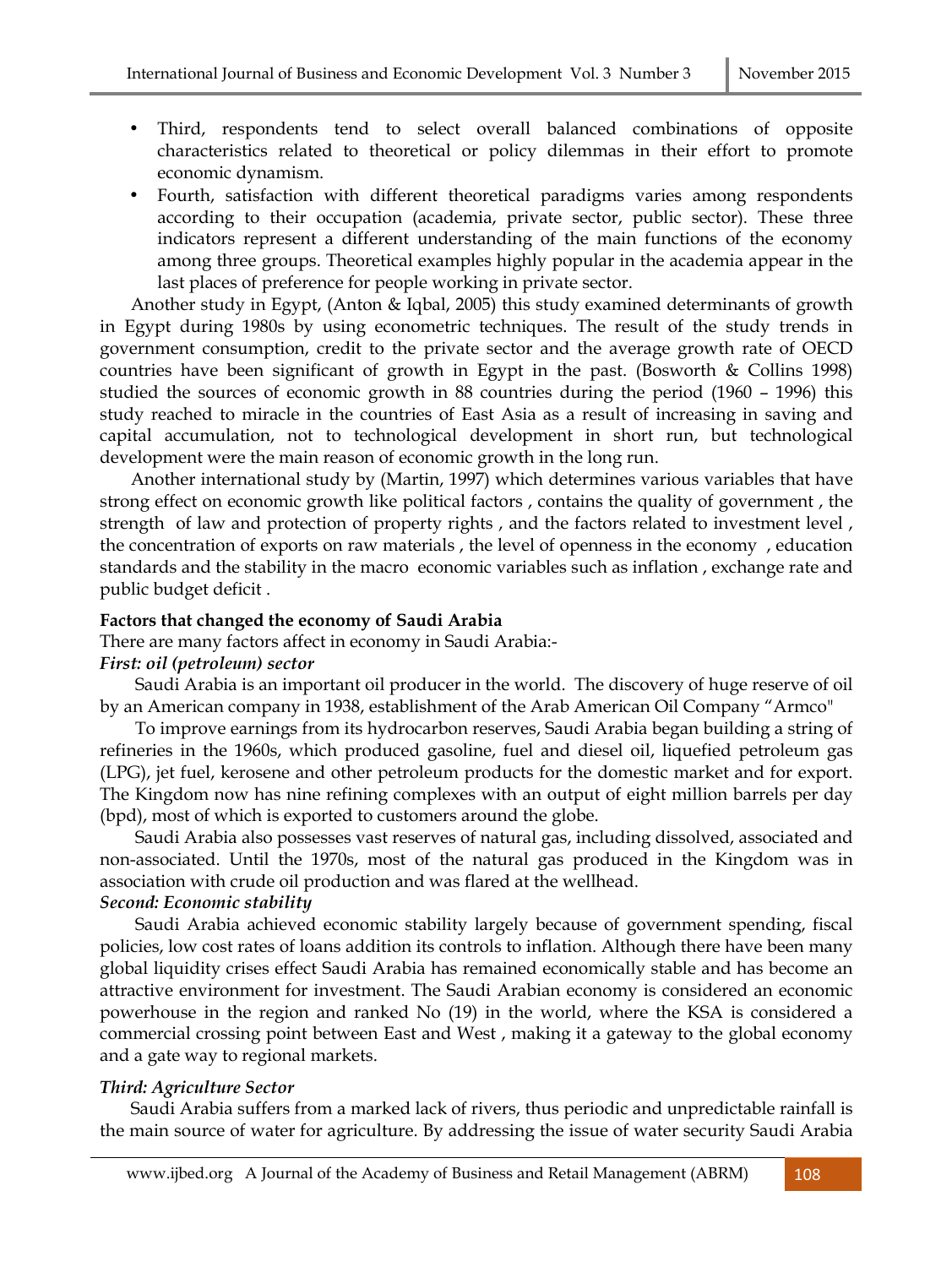- Third, respondents tend to select overall balanced combinations of opposite characteristics related to theoretical or policy dilemmas in their effort to promote economic dynamism.
- Fourth, satisfaction with different theoretical paradigms varies among respondents according to their occupation (academia, private sector, public sector). These three indicators represent a different understanding of the main functions of the economy among three groups. Theoretical examples highly popular in the academia appear in the last places of preference for people working in private sector.

Another study in Egypt, (Anton & Iqbal, 2005) this study examined determinants of growth in Egypt during 1980s by using econometric techniques. The result of the study trends in government consumption, credit to the private sector and the average growth rate of OECD countries have been significant of growth in Egypt in the past. (Bosworth & Collins 1998) studied the sources of economic growth in 88 countries during the period (1960 – 1996) this study reached to miracle in the countries of East Asia as a result of increasing in saving and capital accumulation, not to technological development in short run, but technological development were the main reason of economic growth in the long run.

Another international study by (Martin, 1997) which determines various variables that have strong effect on economic growth like political factors , contains the quality of government , the strength of law and protection of property rights , and the factors related to investment level , the concentration of exports on raw materials , the level of openness in the economy , education standards and the stability in the macro economic variables such as inflation , exchange rate and public budget deficit .

**Factors that changed the economy of Saudi Arabia**

There are many factors affect in economy in Saudi Arabia:-

***First: oil (petroleum) sector***

Saudi Arabia is an important oil producer in the world. The discovery of huge reserve of oil by an American company in 1938, establishment of the Arab American Oil Company "Armco"

To improve earnings from its hydrocarbon reserves, Saudi Arabia began building a string of refineries in the 1960s, which produced gasoline, fuel and diesel oil, liquefied petroleum gas (LPG), jet fuel, kerosene and other petroleum products for the domestic market and for export. The Kingdom now has nine refining complexes with an output of eight million barrels per day (bpd), most of which is exported to customers around the globe.

Saudi Arabia also possesses vast reserves of natural gas, including dissolved, associated and non-associated. Until the 1970s, most of the natural gas produced in the Kingdom was in association with crude oil production and was flared at the wellhead.

***Second: Economic stability***

Saudi Arabia achieved economic stability largely because of government spending, fiscal policies, low cost rates of loans addition its controls to inflation. Although there have been many global liquidity crises effect Saudi Arabia has remained economically stable and has become an attractive environment for investment. The Saudi Arabian economy is considered an economic powerhouse in the region and ranked No (19) in the world, where the KSA is considered a commercial crossing point between East and West , making it a gateway to the global economy and a gate way to regional markets.

***Third: Agriculture Sector***

Saudi Arabia suffers from a marked lack of rivers, thus periodic and unpredictable rainfall is the main source of water for agriculture. By addressing the issue of water security Saudi Arabia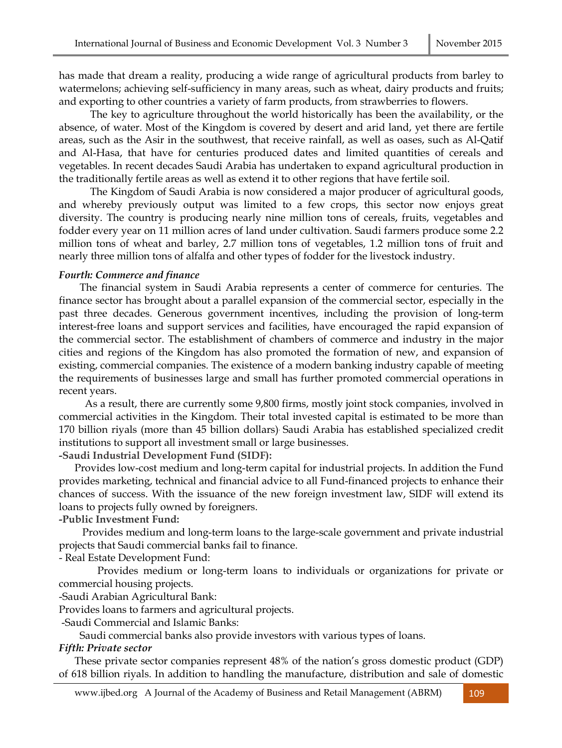has made that dream a reality, producing a wide range of agricultural products from barley to watermelons; achieving self-sufficiency in many areas, such as wheat, dairy products and fruits; and exporting to other countries a variety of farm products, from strawberries to flowers.

The key to agriculture throughout the world historically has been the availability, or the absence, of water. Most of the Kingdom is covered by desert and arid land, yet there are fertile areas, such as the Asir in the southwest, that receive rainfall, as well as oases, such as Al-Qatif and Al-Hasa, that have for centuries produced dates and limited quantities of cereals and vegetables. In recent decades Saudi Arabia has undertaken to expand agricultural production in the traditionally fertile areas as well as extend it to other regions that have fertile soil.

The Kingdom of Saudi Arabia is now considered a major producer of agricultural goods, and whereby previously output was limited to a few crops, this sector now enjoys great diversity. The country is producing nearly nine million tons of cereals, fruits, vegetables and fodder every year on 11 million acres of land under cultivation. Saudi farmers produce some 2.2 million tons of wheat and barley, 2.7 million tons of vegetables, 1.2 million tons of fruit and nearly three million tons of alfalfa and other types of fodder for the livestock industry.

***Fourth: Commerce and finance***

The financial system in Saudi Arabia represents a center of commerce for centuries. The finance sector has brought about a parallel expansion of the commercial sector, especially in the past three decades. Generous government incentives, including the provision of long-term interest-free loans and support services and facilities, have encouraged the rapid expansion of the commercial sector. The establishment of chambers of commerce and industry in the major cities and regions of the Kingdom has also promoted the formation of new, and expansion of existing, commercial companies. The existence of a modern banking industry capable of meeting the requirements of businesses large and small has further promoted commercial operations in recent years.

As a result, there are currently some 9,800 firms, mostly joint stock companies, involved in commercial activities in the Kingdom. Their total invested capital is estimated to be more than 170 billion riyals (more than 45 billion dollars). Saudi Arabia has established specialized credit institutions to support all investment small or large businesses.

**-Saudi Industrial Development Fund (SIDF):**

Provides low-cost medium and long-term capital for industrial projects. In addition the Fund provides marketing, technical and financial advice to all Fund-financed projects to enhance their chances of success. With the issuance of the new foreign investment law, SIDF will extend its loans to projects fully owned by foreigners.

**-Public Investment Fund:**

Provides medium and long-term loans to the large-scale government and private industrial projects that Saudi commercial banks fail to finance.

- Real Estate Development Fund:

Provides medium or long-term loans to individuals or organizations for private or commercial housing projects.

-Saudi Arabian Agricultural Bank:

Provides loans to farmers and agricultural projects.

-Saudi Commercial and Islamic Banks:

Saudi commercial banks also provide investors with various types of loans.

***Fifth: Private sector***

These private sector companies represent 48% of the nation's gross domestic product (GDP) of 618 billion riyals. In addition to handling the manufacture, distribution and sale of domestic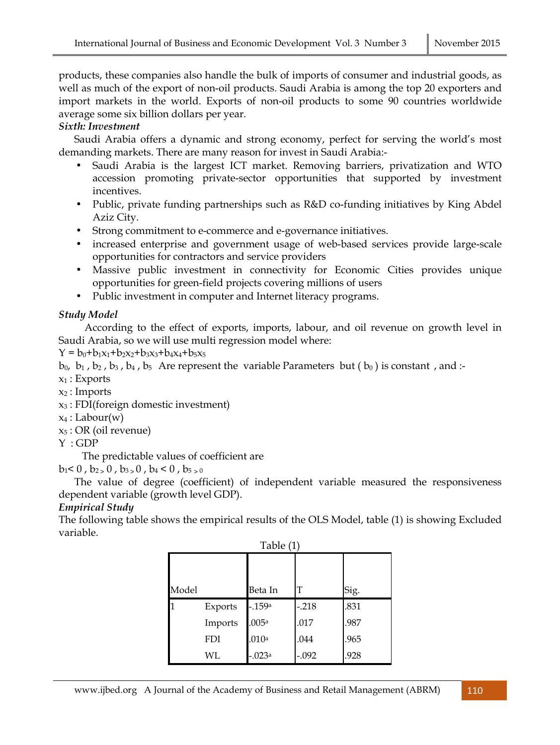products, these companies also handle the bulk of imports of consumer and industrial goods, as well as much of the export of non-oil products. Saudi Arabia is among the top 20 exporters and import markets in the world. Exports of non-oil products to some 90 countries worldwide average some six billion dollars per year.

***Sixth: Investment***

Saudi Arabia offers a dynamic and strong economy, perfect for serving the world's most demanding markets. There are many reason for invest in Saudi Arabia:-

- Saudi Arabia is the largest ICT market. Removing barriers, privatization and WTO accession promoting private-sector opportunities that supported by investment incentives.
- Public, private funding partnerships such as R&D co-funding initiatives by King Abdel Aziz City.
- Strong commitment to e-commerce and e-governance initiatives.
- increased enterprise and government usage of web-based services provide large-scale opportunities for contractors and service providers
- Massive public investment in connectivity for Economic Cities provides unique opportunities for green-field projects covering millions of users
- Public investment in computer and Internet literacy programs.

***Study Model***

According to the effect of exports, imports, labour, and oil revenue on growth level in Saudi Arabia, so we will use multi regression model where:

$Y = b_0+b_1x_1+b_2x_2+b_3x_3+b_4x_4+b_5x_5$

$b_0$, $b_1$ , $b_2$ , $b_3$ , $b_4$ , $b_5$ Are represent the variable Parameters but ( $b_0$ ) is constant , and :-

$x_1$ : Exports

$x_2$ : Imports

$x_3$ : FDI(foreign domestic investment)

$x_4$ : Labour(w)

$x_5$ : OR (oil revenue)

Y : GDP

The predictable values of coefficient are

$b_1 < 0$ , $b_2 > 0$ , $b_3 > 0$ , $b_4 < 0$ , $b_5 > 0$

The value of degree (coefficient) of independent variable measured the responsiveness dependent variable (growth level GDP).

***Empirical Study***

The following table shows the empirical results of the OLS Model, table (1) is showing Excluded variable.

Table (1)

| Model | | Beta In | T | Sig. |
|---|---|---|---|---|
| 1 | Exports | -.159[a] | -.218 | .831 |
| | Imports | .005[a] | .017 | .987 |
| | FDI | .010[a] | .044 | .965 |
| | WL | -.023[a] | -.092 | .928 |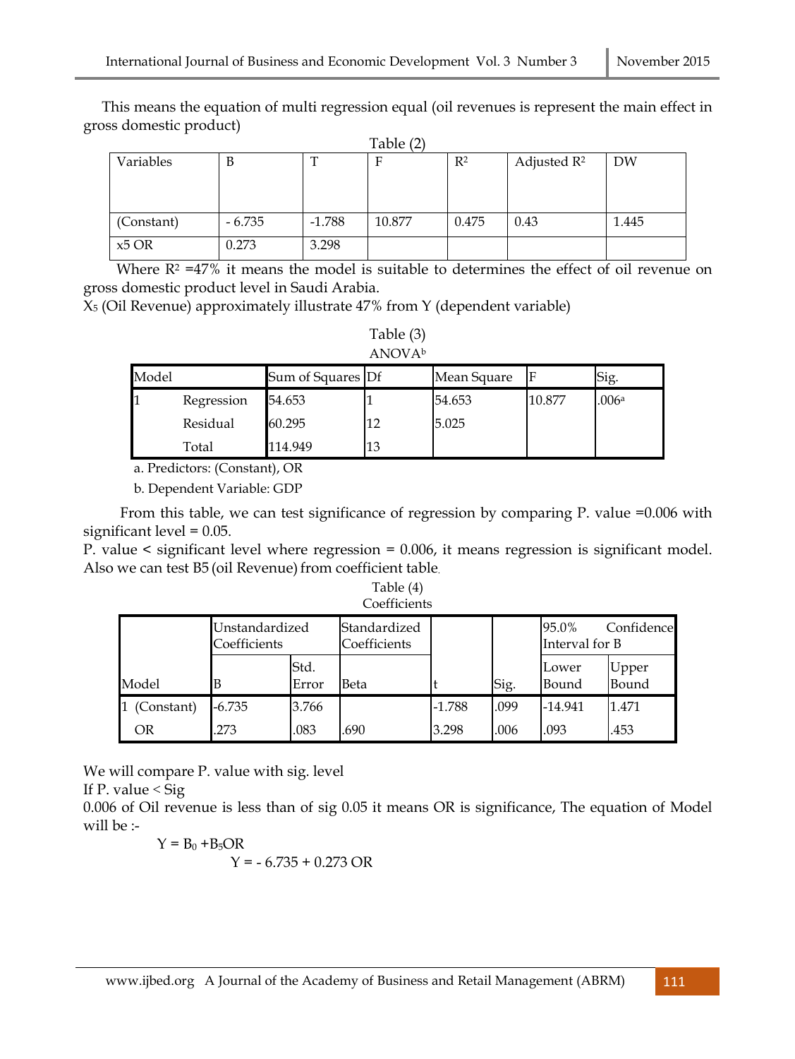This means the equation of multi regression equal (oil revenues is represent the main effect in gross domestic product)

Table (2)

| Variables | B | T | F | $R^2$ | Adjusted $R^2$ | DW |
|---|---|---|---|---|---|---|
| (Constant) | - 6.735 | -1.788 | 10.877 | 0.475 | 0.43 | 1.445 |
| x5 OR | 0.273 | 3.298 | | | | |

Where $R^2$ =47% it means the model is suitable to determines the effect of oil revenue on gross domestic product level in Saudi Arabia.

$X_5$ (Oil Revenue) approximately illustrate 47% from Y (dependent variable)

Table (3)

ANOVA[b]

| Model | | Sum of Squares | Df | Mean Square | F | Sig. |
|---|---|---|---|---|---|---|
| 1 | Regression | 54.653 | 1 | 54.653 | 10.877 | .006[a] |
| | Residual | 60.295 | 12 | 5.025 | | |
| | Total | 114.949 | 13 | | | |

a. Predictors: (Constant), OR

b. Dependent Variable: GDP

From this table, we can test significance of regression by comparing P. value =0.006 with significant level = 0.05.

P. value < significant level where regression = 0.006, it means regression is significant model. Also we can test B5 (oil Revenue) from coefficient table.

Table (4)

Coefficients

| | Unstandardized Coefficients | | Standardized Coefficients | | | 95.0% Confidence Interval for B | |
|---|---|---|---|---|---|---|---|
| Model | B | Std. Error | Beta | t | Sig. | Lower Bound | Upper Bound |
| 1 (Constant) | -6.735 | 3.766 | | -1.788 | .099 | -14.941 | 1.471 |
| OR | .273 | .083 | .690 | 3.298 | .006 | .093 | .453 |

We will compare P. value with sig. level

If P. value < Sig

0.006 of Oil revenue is less than of sig 0.05 it means OR is significance, The equation of Model will be :-

$$Y = B_0 + B_5 OR$$

$$Y = -6.735 + 0.273 \, OR$$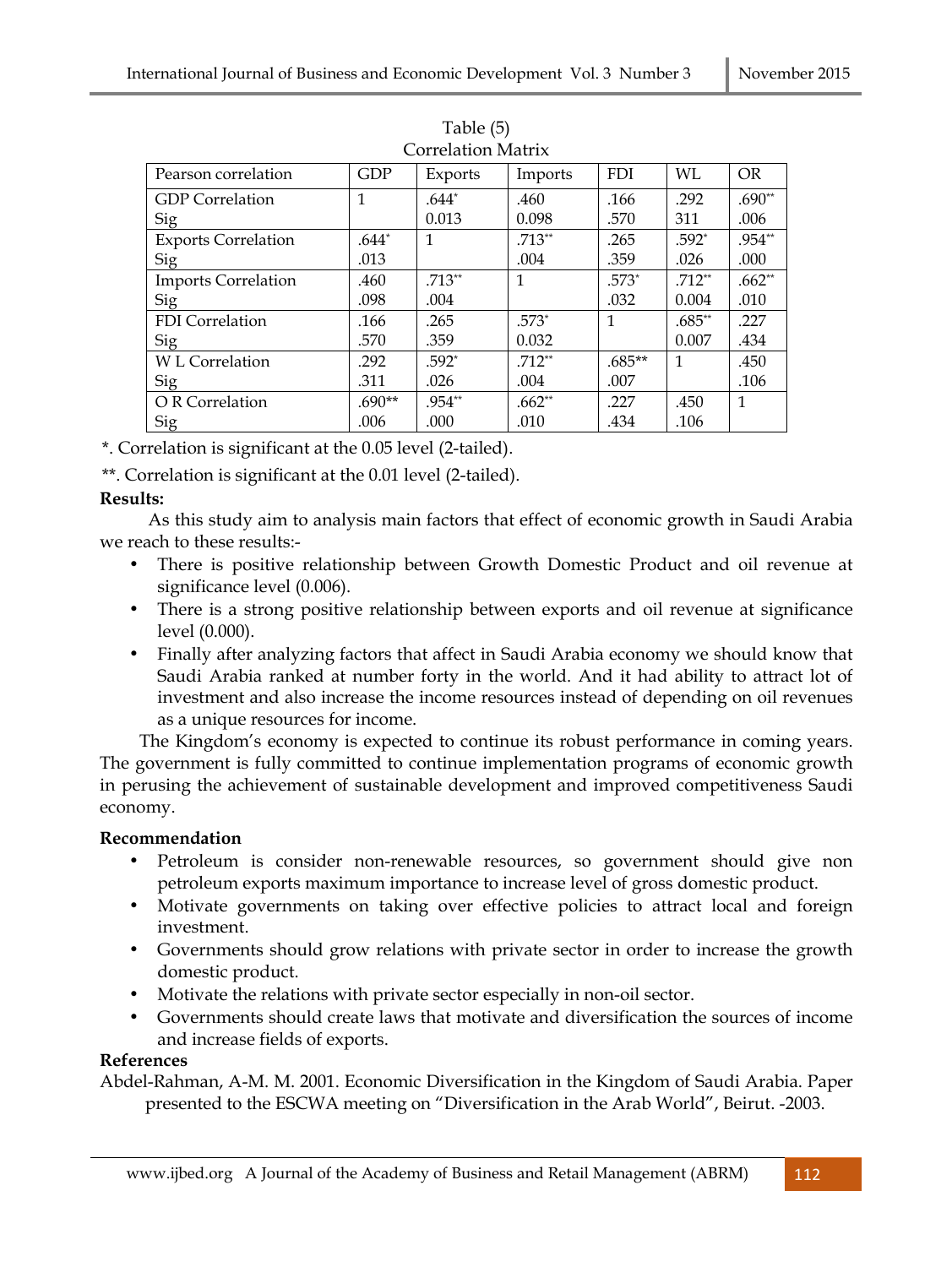Table (5)
Correlation Matrix

| Pearson correlation | GDP | Exports | Imports | FDI | WL | OR |
|---|---|---|---|---|---|---|
| GDP Correlation<br>Sig | 1 | .644*<br>0.013 | .460<br>0.098 | .166<br>.570 | .292<br>311 | .690**<br>.006 |
| Exports Correlation<br>Sig | .644*<br>.013 | 1 | .713**<br>.004 | .265<br>.359 | .592*<br>.026 | .954**<br>.000 |
| Imports Correlation<br>Sig | .460<br>.098 | .713**<br>.004 | 1 | .573*<br>.032 | .712**<br>0.004 | .662**<br>.010 |
| FDI Correlation<br>Sig | .166<br>.570 | .265<br>.359 | .573*<br>0.032 | 1 | .685**<br>0.007 | .227<br>.434 |
| W L Correlation<br>Sig | .292<br>.311 | .592*<br>.026 | .712**<br>.004 | .685**<br>.007 | 1 | .450<br>.106 |
| O R Correlation<br>Sig | .690**<br>.006 | .954**<br>.000 | .662**<br>.010 | .227<br>.434 | .450<br>.106 | 1 |

*. Correlation is significant at the 0.05 level (2-tailed).

**. Correlation is significant at the 0.01 level (2-tailed).

**Results:**

As this study aim to analysis main factors that effect of economic growth in Saudi Arabia we reach to these results:-

- There is positive relationship between Growth Domestic Product and oil revenue at significance level (0.006).
- There is a strong positive relationship between exports and oil revenue at significance level (0.000).
- Finally after analyzing factors that affect in Saudi Arabia economy we should know that Saudi Arabia ranked at number forty in the world. And it had ability to attract lot of investment and also increase the income resources instead of depending on oil revenues as a unique resources for income.

The Kingdom's economy is expected to continue its robust performance in coming years. The government is fully committed to continue implementation programs of economic growth in perusing the achievement of sustainable development and improved competitiveness Saudi economy.

**Recommendation**

- Petroleum is consider non-renewable resources, so government should give non petroleum exports maximum importance to increase level of gross domestic product.
- Motivate governments on taking over effective policies to attract local and foreign investment.
- Governments should grow relations with private sector in order to increase the growth domestic product.
- Motivate the relations with private sector especially in non-oil sector.
- Governments should create laws that motivate and diversification the sources of income and increase fields of exports.

**References**

Abdel-Rahman, A-M. M. 2001. Economic Diversification in the Kingdom of Saudi Arabia. Paper presented to the ESCWA meeting on "Diversification in the Arab World", Beirut. -2003.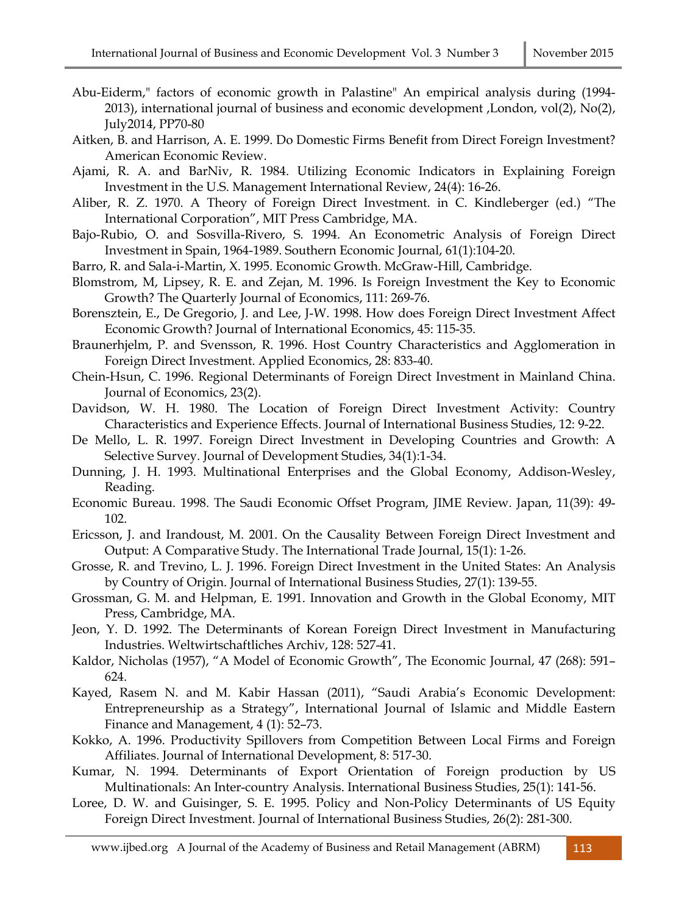Abu-Eiderm," factors of economic growth in Palastine" An empirical analysis during (1994-2013), international journal of business and economic development ,London, vol(2), No(2), July2014, PP70-80

Aitken, B. and Harrison, A. E. 1999. Do Domestic Firms Benefit from Direct Foreign Investment? American Economic Review.

Ajami, R. A. and BarNiv, R. 1984. Utilizing Economic Indicators in Explaining Foreign Investment in the U.S. Management International Review, 24(4): 16-26.

Aliber, R. Z. 1970. A Theory of Foreign Direct Investment. in C. Kindleberger (ed.) "The International Corporation", MIT Press Cambridge, MA.

Bajo-Rubio, O. and Sosvilla-Rivero, S. 1994. An Econometric Analysis of Foreign Direct Investment in Spain, 1964-1989. Southern Economic Journal, 61(1):104-20.

Barro, R. and Sala-i-Martin, X. 1995. Economic Growth. McGraw-Hill, Cambridge.

Blomstrom, M, Lipsey, R. E. and Zejan, M. 1996. Is Foreign Investment the Key to Economic Growth? The Quarterly Journal of Economics, 111: 269-76.

Borensztein, E., De Gregorio, J. and Lee, J-W. 1998. How does Foreign Direct Investment Affect Economic Growth? Journal of International Economics, 45: 115-35.

Braunerhjelm, P. and Svensson, R. 1996. Host Country Characteristics and Agglomeration in Foreign Direct Investment. Applied Economics, 28: 833-40.

Chein-Hsun, C. 1996. Regional Determinants of Foreign Direct Investment in Mainland China. Journal of Economics, 23(2).

Davidson, W. H. 1980. The Location of Foreign Direct Investment Activity: Country Characteristics and Experience Effects. Journal of International Business Studies, 12: 9-22.

De Mello, L. R. 1997. Foreign Direct Investment in Developing Countries and Growth: A Selective Survey. Journal of Development Studies, 34(1):1-34.

Dunning, J. H. 1993. Multinational Enterprises and the Global Economy, Addison-Wesley, Reading.

Economic Bureau. 1998. The Saudi Economic Offset Program, JIME Review. Japan, 11(39): 49-102.

Ericsson, J. and Irandoust, M. 2001. On the Causality Between Foreign Direct Investment and Output: A Comparative Study. The International Trade Journal, 15(1): 1-26.

Grosse, R. and Trevino, L. J. 1996. Foreign Direct Investment in the United States: An Analysis by Country of Origin. Journal of International Business Studies, 27(1): 139-55.

Grossman, G. M. and Helpman, E. 1991. Innovation and Growth in the Global Economy, MIT Press, Cambridge, MA.

Jeon, Y. D. 1992. The Determinants of Korean Foreign Direct Investment in Manufacturing Industries. Weltwirtschaftliches Archiv, 128: 527-41.

Kaldor, Nicholas (1957), "A Model of Economic Growth", The Economic Journal, 47 (268): 591–624.

Kayed, Rasem N. and M. Kabir Hassan (2011), "Saudi Arabia's Economic Development: Entrepreneurship as a Strategy", International Journal of Islamic and Middle Eastern Finance and Management, 4 (1): 52–73.

Kokko, A. 1996. Productivity Spillovers from Competition Between Local Firms and Foreign Affiliates. Journal of International Development, 8: 517-30.

Kumar, N. 1994. Determinants of Export Orientation of Foreign production by US Multinationals: An Inter-country Analysis. International Business Studies, 25(1): 141-56.

Loree, D. W. and Guisinger, S. E. 1995. Policy and Non-Policy Determinants of US Equity Foreign Direct Investment. Journal of International Business Studies, 26(2): 281-300.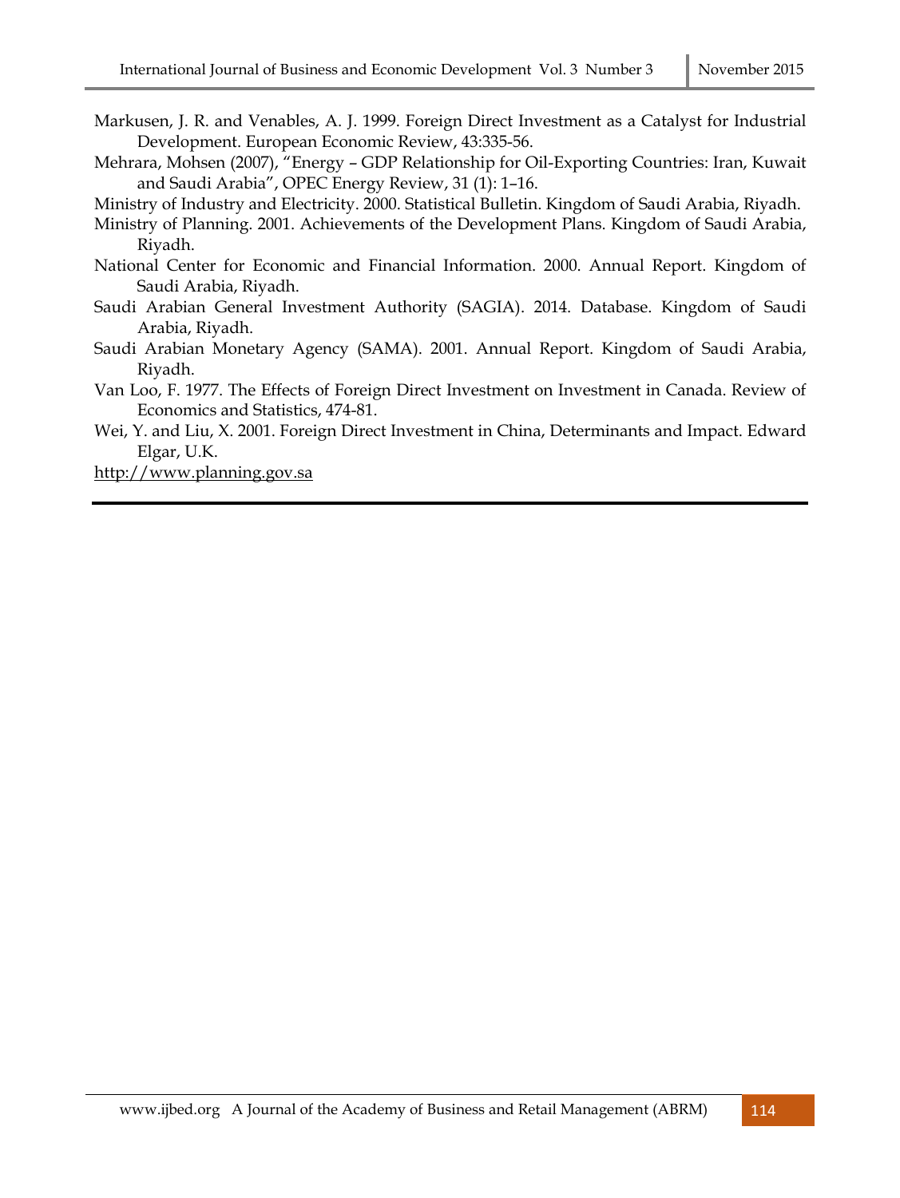Markusen, J. R. and Venables, A. J. 1999. Foreign Direct Investment as a Catalyst for Industrial Development. European Economic Review, 43:335-56.

Mehrara, Mohsen (2007), "Energy – GDP Relationship for Oil-Exporting Countries: Iran, Kuwait and Saudi Arabia", OPEC Energy Review, 31 (1): 1–16.

Ministry of Industry and Electricity. 2000. Statistical Bulletin. Kingdom of Saudi Arabia, Riyadh.

Ministry of Planning. 2001. Achievements of the Development Plans. Kingdom of Saudi Arabia, Riyadh.

National Center for Economic and Financial Information. 2000. Annual Report. Kingdom of Saudi Arabia, Riyadh.

Saudi Arabian General Investment Authority (SAGIA). 2014. Database. Kingdom of Saudi Arabia, Riyadh.

Saudi Arabian Monetary Agency (SAMA). 2001. Annual Report. Kingdom of Saudi Arabia, Riyadh.

Van Loo, F. 1977. The Effects of Foreign Direct Investment on Investment in Canada. Review of Economics and Statistics, 474-81.

Wei, Y. and Liu, X. 2001. Foreign Direct Investment in China, Determinants and Impact. Edward Elgar, U.K.

http://www.planning.gov.sa